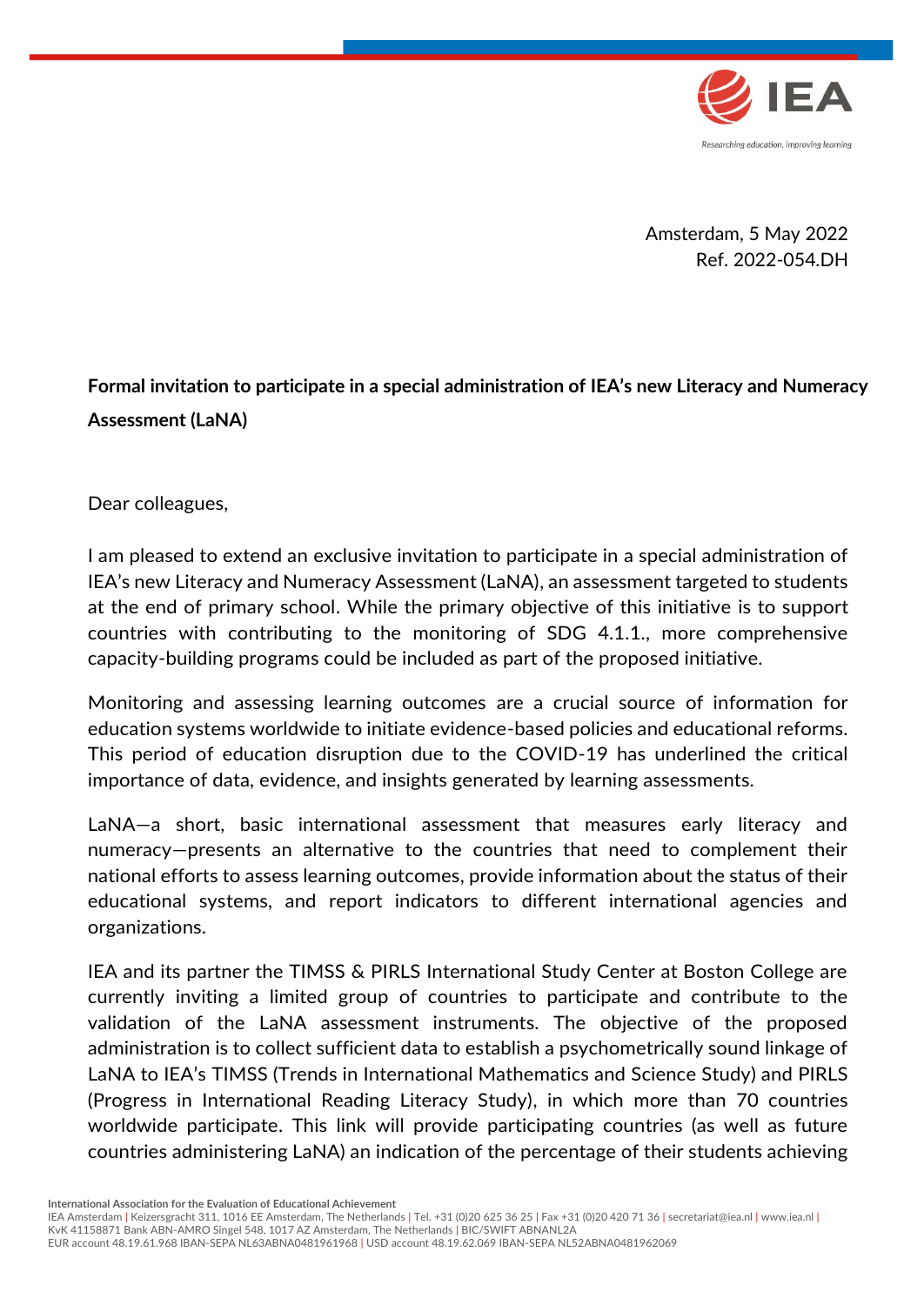Amsterdam, 5 May 2022
Ref. 2022-054.DH

**Formal invitation to participate in a special administration of IEA's new Literacy and Numeracy Assessment (LaNA)**

Dear colleagues,

I am pleased to extend an exclusive invitation to participate in a special administration of IEA's new Literacy and Numeracy Assessment (LaNA), an assessment targeted to students at the end of primary school. While the primary objective of this initiative is to support countries with contributing to the monitoring of SDG 4.1.1., more comprehensive capacity-building programs could be included as part of the proposed initiative.

Monitoring and assessing learning outcomes are a crucial source of information for education systems worldwide to initiate evidence-based policies and educational reforms. This period of education disruption due to the COVID-19 has underlined the critical importance of data, evidence, and insights generated by learning assessments.

LaNA—a short, basic international assessment that measures early literacy and numeracy—presents an alternative to the countries that need to complement their national efforts to assess learning outcomes, provide information about the status of their educational systems, and report indicators to different international agencies and organizations.

IEA and its partner the TIMSS & PIRLS International Study Center at Boston College are currently inviting a limited group of countries to participate and contribute to the validation of the LaNA assessment instruments. The objective of the proposed administration is to collect sufficient data to establish a psychometrically sound linkage of LaNA to IEA's TIMSS (Trends in International Mathematics and Science Study) and PIRLS (Progress in International Reading Literacy Study), in which more than 70 countries worldwide participate. This link will provide participating countries (as well as future countries administering LaNA) an indication of the percentage of their students achieving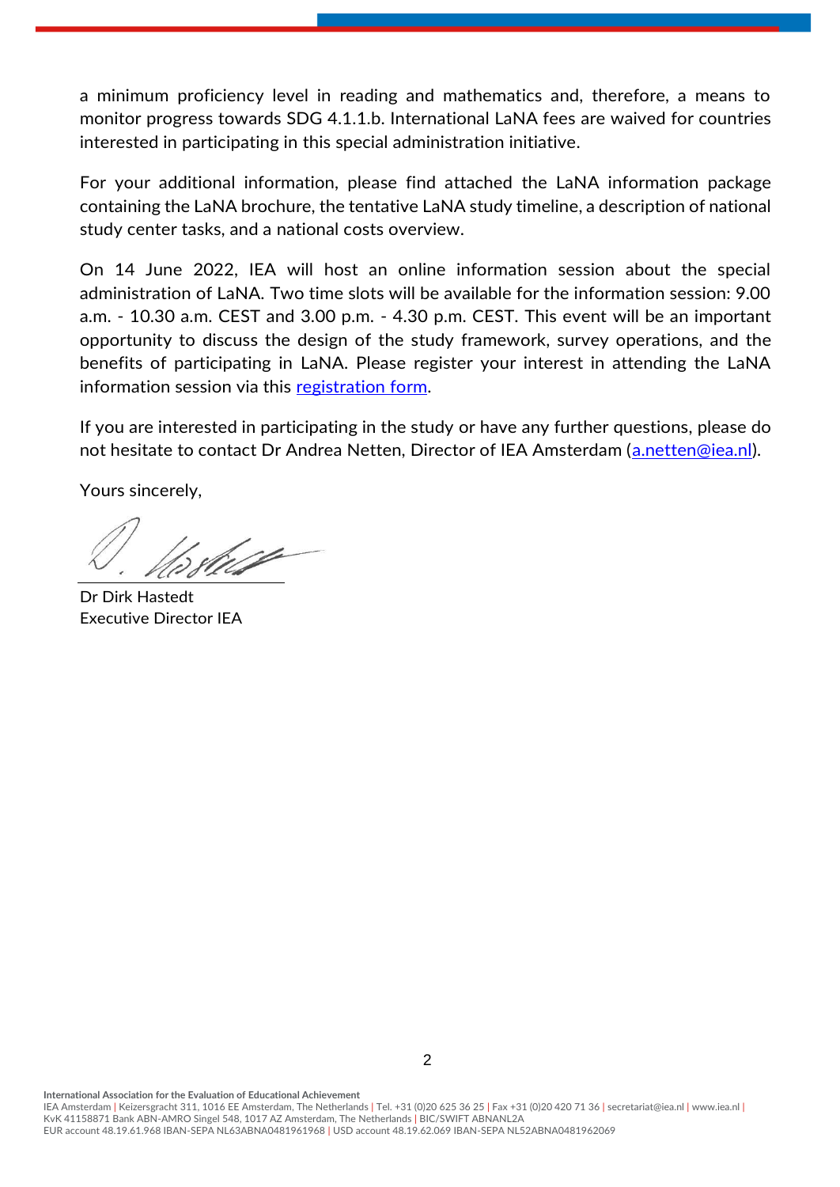a minimum proficiency level in reading and mathematics and, therefore, a means to monitor progress towards SDG 4.1.1.b. International LaNA fees are waived for countries interested in participating in this special administration initiative.

For your additional information, please find attached the LaNA information package containing the LaNA brochure, the tentative LaNA study timeline, a description of national study center tasks, and a national costs overview.

On 14 June 2022, IEA will host an online information session about the special administration of LaNA. Two time slots will be available for the information session: 9.00 a.m. - 10.30 a.m. CEST and 3.00 p.m. - 4.30 p.m. CEST. This event will be an important opportunity to discuss the design of the study framework, survey operations, and the benefits of participating in LaNA. Please register your interest in attending the LaNA information session via this registration form.

If you are interested in participating in the study or have any further questions, please do not hesitate to contact Dr Andrea Netten, Director of IEA Amsterdam (a.netten@iea.nl).

Yours sincerely,

Dr Dirk Hastedt
Executive Director IEA

**International Association for the Evaluation of Educational Achievement**
IEA Amsterdam | Keizersgracht 311, 1016 EE Amsterdam, The Netherlands | Tel. +31 (0)20 625 36 25 | Fax +31 (0)20 420 71 36 | secretariat@iea.nl | www.iea.nl |
KvK 41158871 Bank ABN-AMRO Singel 548, 1017 AZ Amsterdam, The Netherlands | BIC/SWIFT ABNANL2A
EUR account 48.19.61.968 IBAN-SEPA NL63ABNA0481961968 | USD account 48.19.62.069 IBAN-SEPA NL52ABNA0481962069